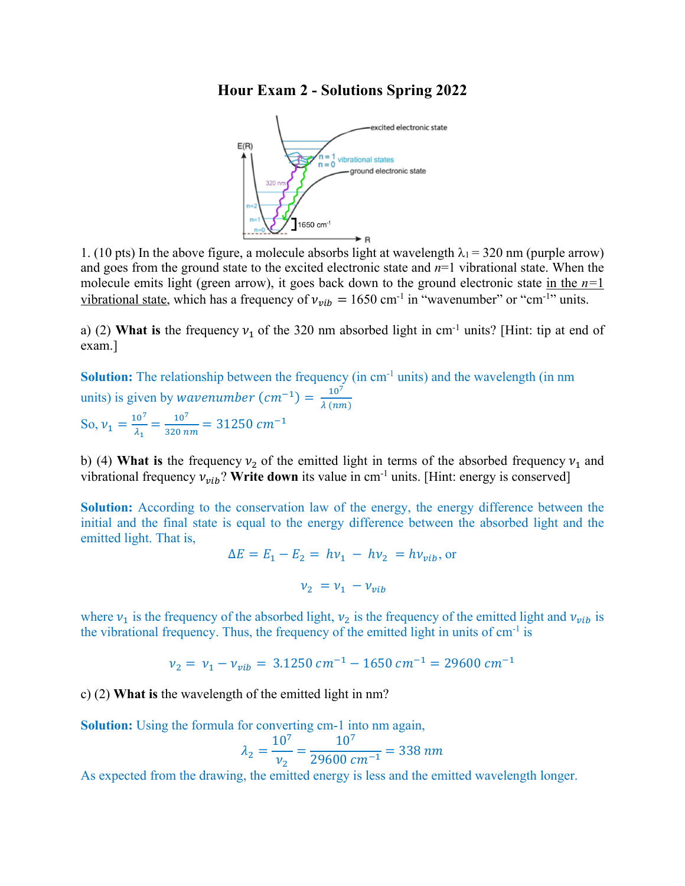# Hour Exam 2 - Solutions Spring 2022

1. (10 pts) In the above figure, a molecule absorbs light at wavelength $\lambda_1$ = 320 nm (purple arrow) and goes from the ground state to the excited electronic state and $n$=1 vibrational state. When the molecule emits light (green arrow), it goes back down to the ground electronic state in the $n$=1 vibrational state, which has a frequency of $\nu_{vib}$ = 1650 cm$^{-1}$ in "wavenumber" or "cm$^{-1}$" units.

a) (2) **What is** the frequency $\nu_1$ of the 320 nm absorbed light in cm$^{-1}$ units? [Hint: tip at end of exam.]

**Solution:** The relationship between the frequency (in cm$^{-1}$ units) and the wavelength (in nm units) is given by $wavenumber\ (cm^{-1}) = \frac{10^7}{\lambda\ (nm)}$

So, $\nu_1 = \frac{10^7}{\lambda_1} = \frac{10^7}{320\ nm} = 31250\ cm^{-1}$

b) (4) **What is** the frequency $\nu_2$ of the emitted light in terms of the absorbed frequency $\nu_1$ and vibrational frequency $\nu_{vib}$? **Write down** its value in cm$^{-1}$ units. [Hint: energy is conserved]

**Solution:** According to the conservation law of the energy, the energy difference between the initial and the final state is equal to the energy difference between the absorbed light and the emitted light. That is,

$$\Delta E = E_1 - E_2 = h\nu_1 - h\nu_2 = h\nu_{vib}, \text{ or}$$

$$\nu_2 = \nu_1 - \nu_{vib}$$

where $\nu_1$ is the frequency of the absorbed light, $\nu_2$ is the frequency of the emitted light and $\nu_{vib}$ is the vibrational frequency. Thus, the frequency of the emitted light in units of cm$^{-1}$ is

$$\nu_2 = \nu_1 - \nu_{vib} = 3.1250\ cm^{-1} - 1650\ cm^{-1} = 29600\ cm^{-1}$$

c) (2) **What is** the wavelength of the emitted light in nm?

**Solution:** Using the formula for converting cm-1 into nm again,

$$\lambda_2 = \frac{10^7}{\nu_2} = \frac{10^7}{29600\ cm^{-1}} = 338\ nm$$

As expected from the drawing, the emitted energy is less and the emitted wavelength longer.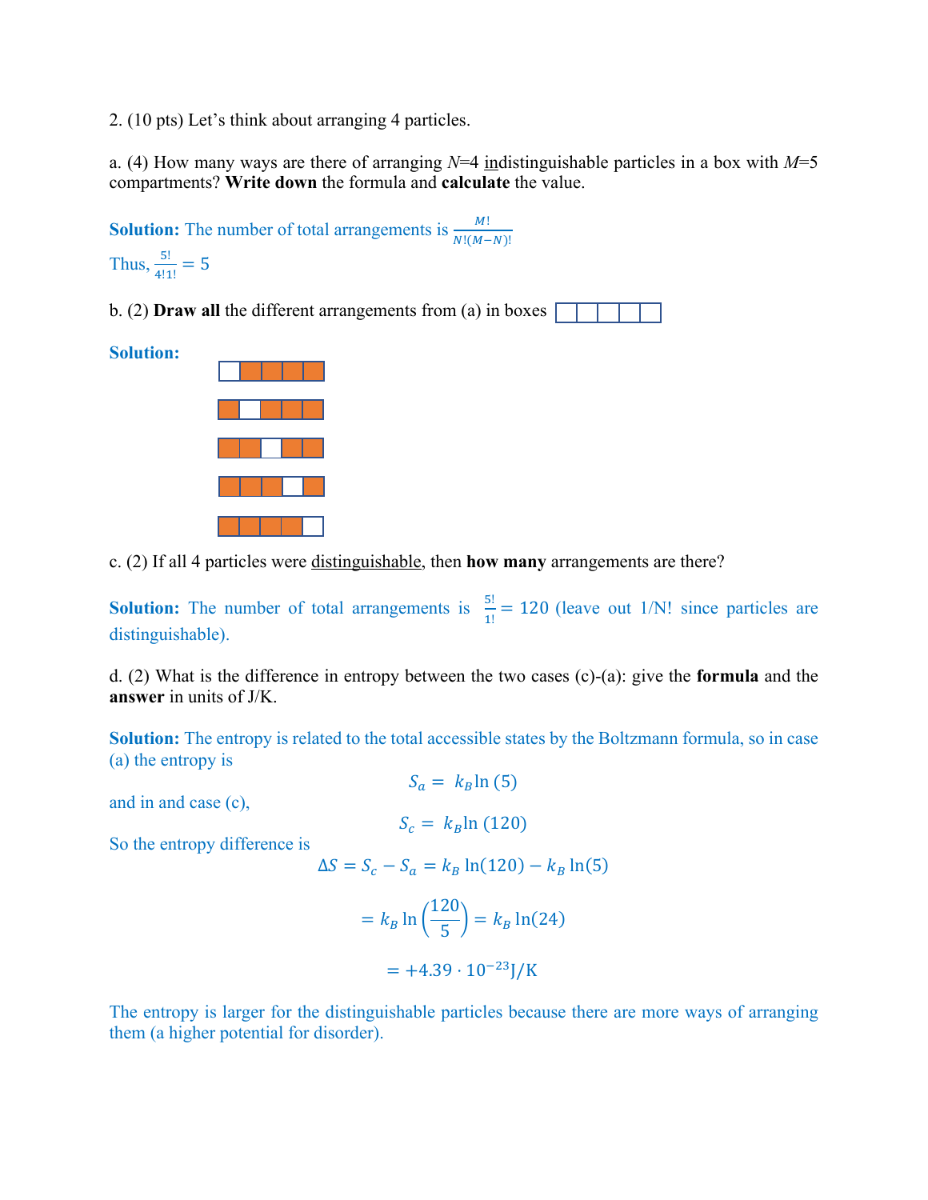2. (10 pts) Let's think about arranging 4 particles.

a. (4) How many ways are there of arranging $N$=4 <u>in</u>distinguishable particles in a box with $M$=5 compartments? **Write down** the formula and **calculate** the value.

**Solution:** The number of total arrangements is $\frac{M!}{N!(M-N)!}$

Thus, $\frac{5!}{4!1!} = 5$

b. (2) **Draw all** the different arrangements from (a) in boxes □□□□□

**Solution:**

□■■■■

■□■■■

■■□■■

■■■□■

■■■■□

c. (2) If all 4 particles were <u>distinguishable</u>, then **how many** arrangements are there?

**Solution:** The number of total arrangements is $\frac{5!}{1!} = 120$ (leave out 1/N! since particles are distinguishable).

d. (2) What is the difference in entropy between the two cases (c)-(a): give the **formula** and the **answer** in units of J/K.

**Solution:** The entropy is related to the total accessible states by the Boltzmann formula, so in case (a) the entropy is

$$S_a = k_B \ln(5)$$

and in and case (c),

$$S_c = k_B \ln(120)$$

So the entropy difference is

$$\Delta S = S_c - S_a = k_B \ln(120) - k_B \ln(5)$$

$$= k_B \ln\left(\frac{120}{5}\right) = k_B \ln(24)$$

$$= +4.39 \cdot 10^{-23} \text{J/K}$$

The entropy is larger for the distinguishable particles because there are more ways of arranging them (a higher potential for disorder).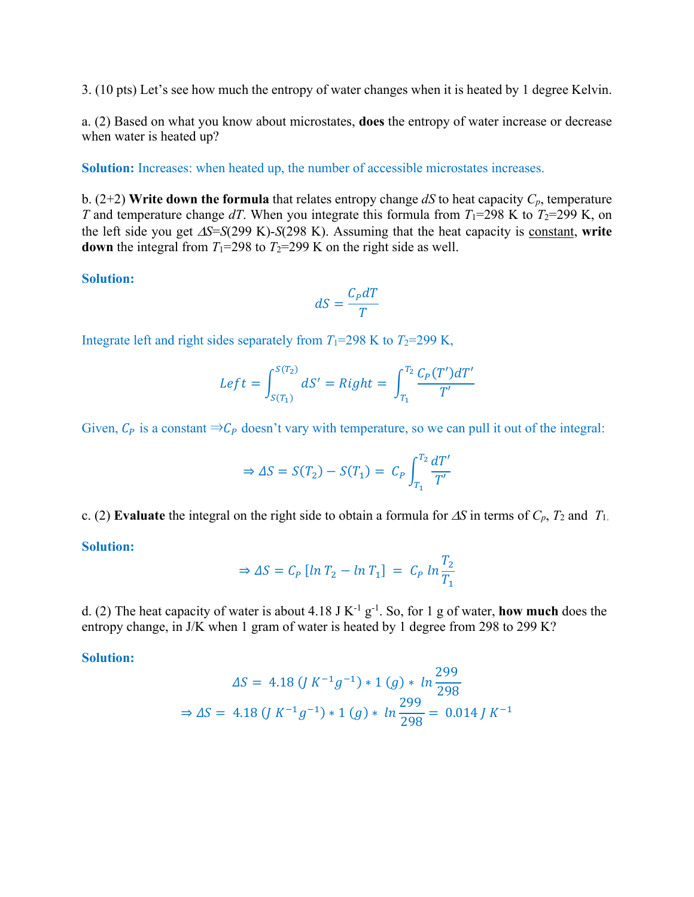3. (10 pts) Let's see how much the entropy of water changes when it is heated by 1 degree Kelvin.

a. (2) Based on what you know about microstates, **does** the entropy of water increase or decrease when water is heated up?

**Solution:** Increases: when heated up, the number of accessible microstates increases.

b. (2+2) **Write down the formula** that relates entropy change $dS$ to heat capacity $C_p$, temperature $T$ and temperature change $dT$. When you integrate this formula from $T_1$=298 K to $T_2$=299 K, on the left side you get $\Delta S$=$S$(299 K)-$S$(298 K). Assuming that the heat capacity is constant, **write down** the integral from $T_1$=298 to $T_2$=299 K on the right side as well.

**Solution:**

$$dS = \frac{C_P dT}{T}$$

Integrate left and right sides separately from $T_1$=298 K to $T_2$=299 K,

$$Left = \int_{S(T_1)}^{S(T_2)} dS' = Right = \int_{T_1}^{T_2} \frac{C_P(T')dT'}{T'}$$

Given, $C_P$ is a constant $\Rightarrow C_P$ doesn't vary with temperature, so we can pull it out of the integral:

$$\Rightarrow \Delta S = S(T_2) - S(T_1) = C_P \int_{T_1}^{T_2} \frac{dT'}{T'}$$

c. (2) **Evaluate** the integral on the right side to obtain a formula for $\Delta S$ in terms of $C_p$, $T_2$ and $T_1$.

**Solution:**

$$\Rightarrow \Delta S = C_P\,[\ln T_2 - \ln T_1] = C_P \ln \frac{T_2}{T_1}$$

d. (2) The heat capacity of water is about 4.18 J $K^{-1}$ $g^{-1}$. So, for 1 g of water, **how much** does the entropy change, in J/K when 1 gram of water is heated by 1 degree from 298 to 299 K?

**Solution:**

$$\Delta S = 4.18\ (J\ K^{-1} g^{-1}) * 1\ (g) * \ln \frac{299}{298}$$

$$\Rightarrow \Delta S = 4.18\ (J\ K^{-1} g^{-1}) * 1\ (g) * \ln \frac{299}{298} = 0.014\ J\ K^{-1}$$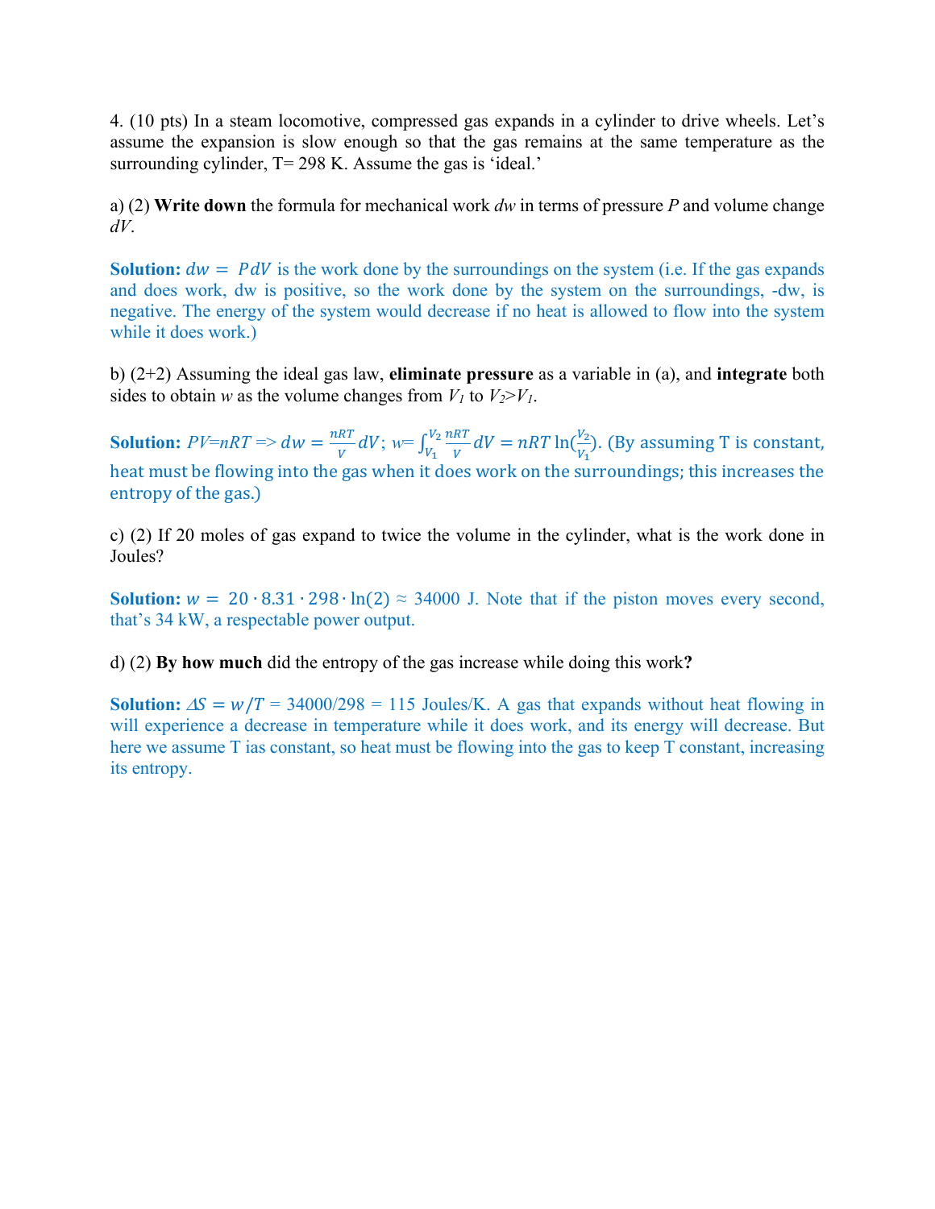4. (10 pts) In a steam locomotive, compressed gas expands in a cylinder to drive wheels. Let's assume the expansion is slow enough so that the gas remains at the same temperature as the surrounding cylinder, T= 298 K. Assume the gas is 'ideal.'

a) (2) **Write down** the formula for mechanical work $dw$ in terms of pressure $P$ and volume change $dV$.

**Solution:** $dw = PdV$ is the work done by the surroundings on the system (i.e. If the gas expands and does work, dw is positive, so the work done by the system on the surroundings, -dw, is negative. The energy of the system would decrease if no heat is allowed to flow into the system while it does work.)

b) (2+2) Assuming the ideal gas law, **eliminate pressure** as a variable in (a), and **integrate** both sides to obtain $w$ as the volume changes from $V_1$ to $V_2 > V_1$.

**Solution:** $PV=nRT \Rightarrow dw = \frac{nRT}{V}dV$; $w = \int_{V_1}^{V_2} \frac{nRT}{V}dV = nRT\ln(\frac{V_2}{V_1})$. (By assuming T is constant, heat must be flowing into the gas when it does work on the surroundings; this increases the entropy of the gas.)

c) (2) If 20 moles of gas expand to twice the volume in the cylinder, what is the work done in Joules?

**Solution:** $w = 20 \cdot 8.31 \cdot 298 \cdot \ln(2) \approx 34000$ J. Note that if the piston moves every second, that's 34 kW, a respectable power output.

d) (2) **By how much** did the entropy of the gas increase while doing this work**?**

**Solution:** $\Delta S = w/T$ = 34000/298 = 115 Joules/K. A gas that expands without heat flowing in will experience a decrease in temperature while it does work, and its energy will decrease. But here we assume T ias constant, so heat must be flowing into the gas to keep T constant, increasing its entropy.